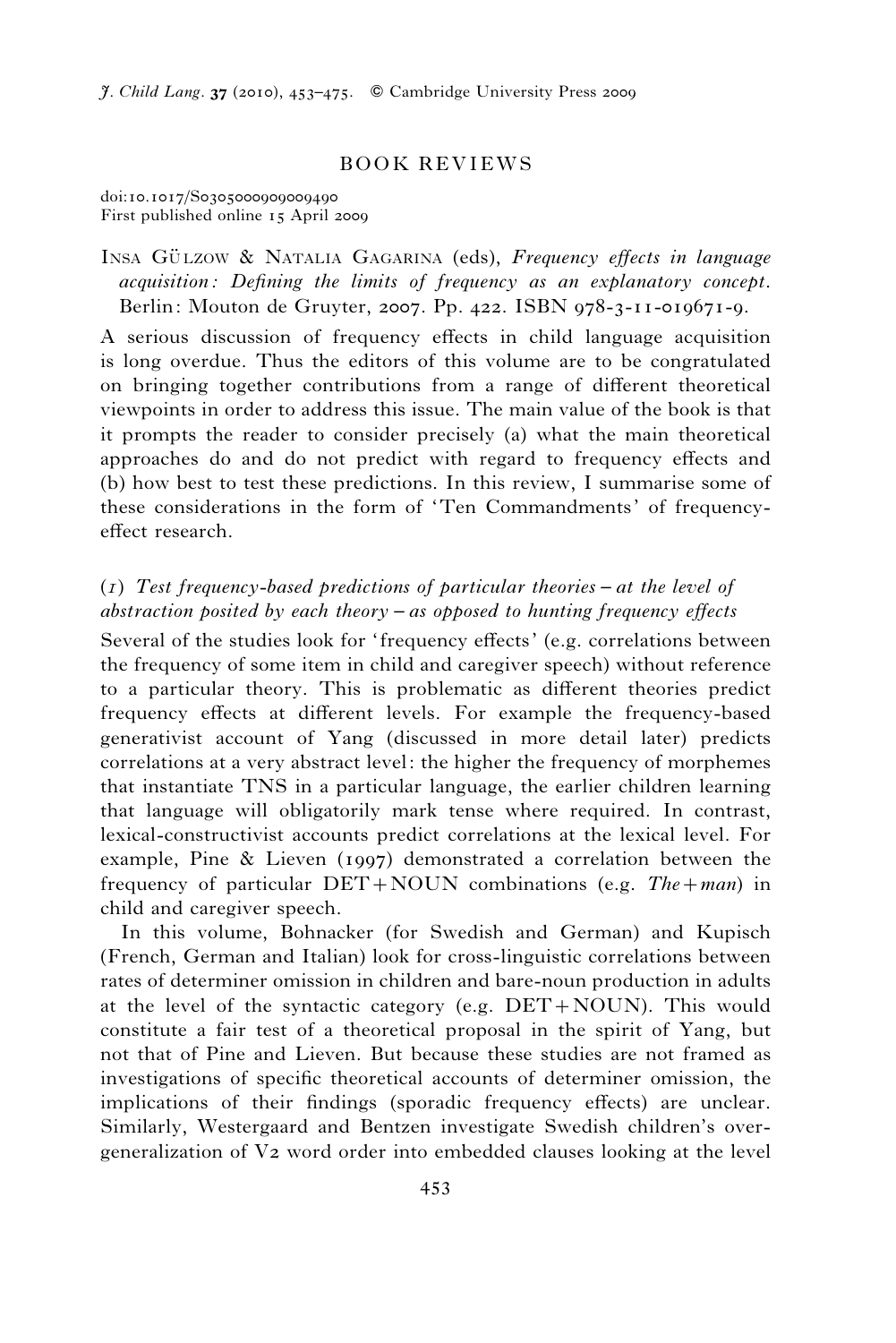## BOOK REVIEWS

doi:10.1017/S0305000909009490
First published online 15 April 2009

INSA GÜLZOW & NATALIA GAGARINA (eds), *Frequency effects in language acquisition: Defining the limits of frequency as an explanatory concept*. Berlin: Mouton de Gruyter, 2007. Pp. 422. ISBN 978-3-11-019671-9.

A serious discussion of frequency effects in child language acquisition is long overdue. Thus the editors of this volume are to be congratulated on bringing together contributions from a range of different theoretical viewpoints in order to address this issue. The main value of the book is that it prompts the reader to consider precisely (a) what the main theoretical approaches do and do not predict with regard to frequency effects and (b) how best to test these predictions. In this review, I summarise some of these considerations in the form of 'Ten Commandments' of frequency-effect research.

### (1) *Test frequency-based predictions of particular theories – at the level of abstraction posited by each theory – as opposed to hunting frequency effects*

Several of the studies look for 'frequency effects' (e.g. correlations between the frequency of some item in child and caregiver speech) without reference to a particular theory. This is problematic as different theories predict frequency effects at different levels. For example the frequency-based generativist account of Yang (discussed in more detail later) predicts correlations at a very abstract level: the higher the frequency of morphemes that instantiate TNS in a particular language, the earlier children learning that language will obligatorily mark tense where required. In contrast, lexical-constructivist accounts predict correlations at the lexical level. For example, Pine & Lieven (1997) demonstrated a correlation between the frequency of particular DET+NOUN combinations (e.g. *The+man*) in child and caregiver speech.

In this volume, Bohnacker (for Swedish and German) and Kupisch (French, German and Italian) look for cross-linguistic correlations between rates of determiner omission in children and bare-noun production in adults at the level of the syntactic category (e.g. DET+NOUN). This would constitute a fair test of a theoretical proposal in the spirit of Yang, but not that of Pine and Lieven. But because these studies are not framed as investigations of specific theoretical accounts of determiner omission, the implications of their findings (sporadic frequency effects) are unclear. Similarly, Westergaard and Bentzen investigate Swedish children's over-generalization of V2 word order into embedded clauses looking at the level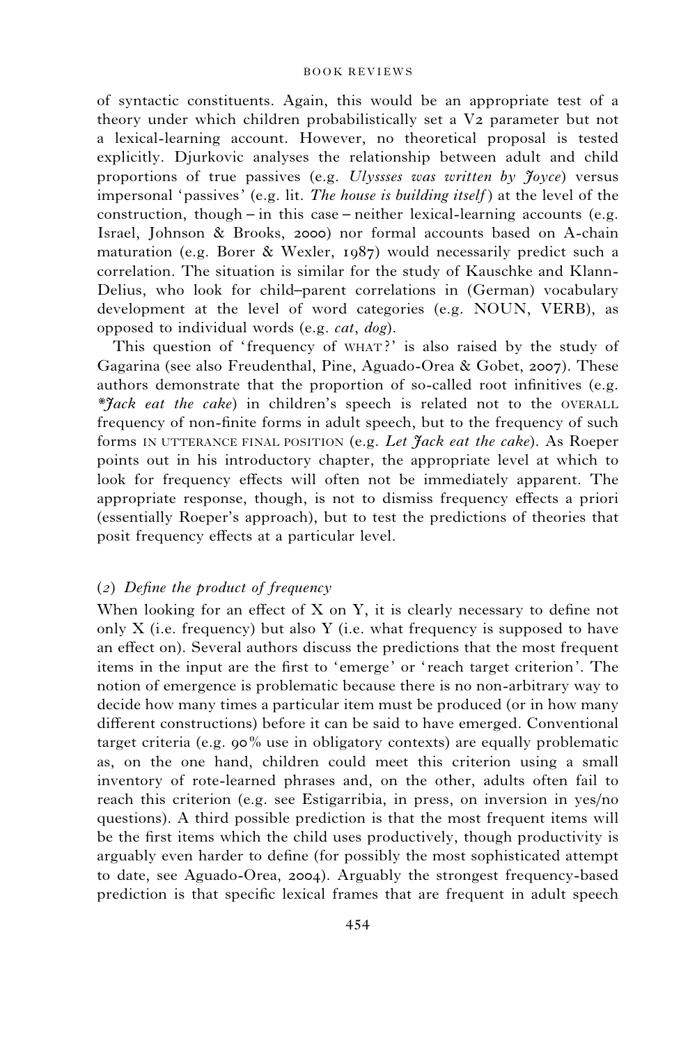of syntactic constituents. Again, this would be an appropriate test of a theory under which children probabilistically set a V2 parameter but not a lexical-learning account. However, no theoretical proposal is tested explicitly. Djurkovic analyses the relationship between adult and child proportions of true passives (e.g. *Ulyssses was written by Joyce*) versus impersonal 'passives' (e.g. lit. *The house is building itself*) at the level of the construction, though – in this case – neither lexical-learning accounts (e.g. Israel, Johnson & Brooks, 2000) nor formal accounts based on A-chain maturation (e.g. Borer & Wexler, 1987) would necessarily predict such a correlation. The situation is similar for the study of Kauschke and Klann-Delius, who look for child–parent correlations in (German) vocabulary development at the level of word categories (e.g. NOUN, VERB), as opposed to individual words (e.g. *cat*, *dog*).

This question of 'frequency of WHAT?' is also raised by the study of Gagarina (see also Freudenthal, Pine, Aguado-Orea & Gobet, 2007). These authors demonstrate that the proportion of so-called root infinitives (e.g. *\*Jack eat the cake*) in children's speech is related not to the OVERALL frequency of non-finite forms in adult speech, but to the frequency of such forms IN UTTERANCE FINAL POSITION (e.g. *Let Jack eat the cake*). As Roeper points out in his introductory chapter, the appropriate level at which to look for frequency effects will often not be immediately apparent. The appropriate response, though, is not to dismiss frequency effects a priori (essentially Roeper's approach), but to test the predictions of theories that posit frequency effects at a particular level.

### (2) *Define the product of frequency*

When looking for an effect of X on Y, it is clearly necessary to define not only X (i.e. frequency) but also Y (i.e. what frequency is supposed to have an effect on). Several authors discuss the predictions that the most frequent items in the input are the first to 'emerge' or 'reach target criterion'. The notion of emergence is problematic because there is no non-arbitrary way to decide how many times a particular item must be produced (or in how many different constructions) before it can be said to have emerged. Conventional target criteria (e.g. 90% use in obligatory contexts) are equally problematic as, on the one hand, children could meet this criterion using a small inventory of rote-learned phrases and, on the other, adults often fail to reach this criterion (e.g. see Estigarribia, in press, on inversion in yes/no questions). A third possible prediction is that the most frequent items will be the first items which the child uses productively, though productivity is arguably even harder to define (for possibly the most sophisticated attempt to date, see Aguado-Orea, 2004). Arguably the strongest frequency-based prediction is that specific lexical frames that are frequent in adult speech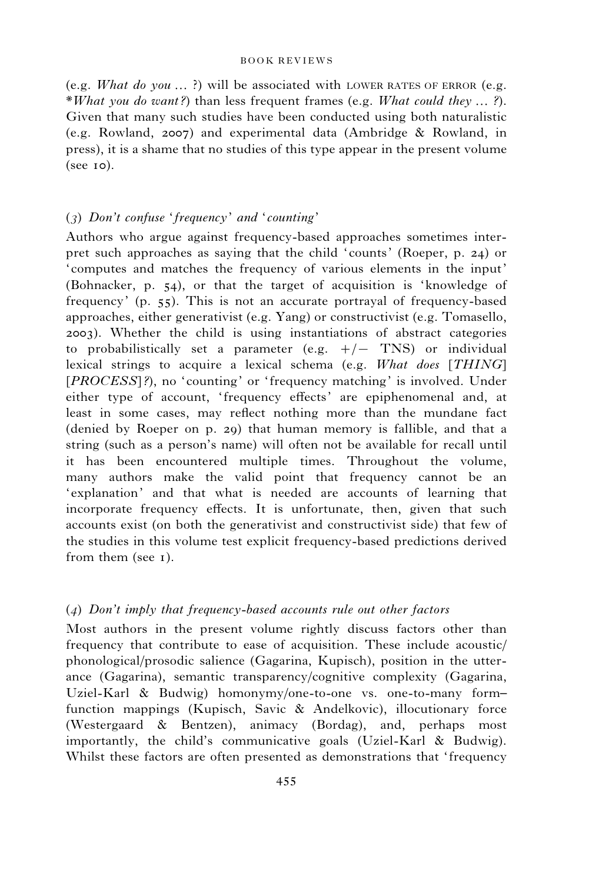(e.g. *What do you … ?*) will be associated with LOWER RATES OF ERROR (e.g. **What you do want?*) than less frequent frames (e.g. *What could they … ?*). Given that many such studies have been conducted using both naturalistic (e.g. Rowland, 2007) and experimental data (Ambridge & Rowland, in press), it is a shame that no studies of this type appear in the present volume (see 10).

### (3) *Don't confuse 'frequency' and 'counting'*

Authors who argue against frequency-based approaches sometimes interpret such approaches as saying that the child 'counts' (Roeper, p. 24) or 'computes and matches the frequency of various elements in the input' (Bohnacker, p. 54), or that the target of acquisition is 'knowledge of frequency' (p. 55). This is not an accurate portrayal of frequency-based approaches, either generativist (e.g. Yang) or constructivist (e.g. Tomasello, 2003). Whether the child is using instantiations of abstract categories to probabilistically set a parameter (e.g. +/− TNS) or individual lexical strings to acquire a lexical schema (e.g. *What does [THING] [PROCESS]?*), no 'counting' or 'frequency matching' is involved. Under either type of account, 'frequency effects' are epiphenomenal and, at least in some cases, may reflect nothing more than the mundane fact (denied by Roeper on p. 29) that human memory is fallible, and that a string (such as a person's name) will often not be available for recall until it has been encountered multiple times. Throughout the volume, many authors make the valid point that frequency cannot be an 'explanation' and that what is needed are accounts of learning that incorporate frequency effects. It is unfortunate, then, given that such accounts exist (on both the generativist and constructivist side) that few of the studies in this volume test explicit frequency-based predictions derived from them (see 1).

### (4) *Don't imply that frequency-based accounts rule out other factors*

Most authors in the present volume rightly discuss factors other than frequency that contribute to ease of acquisition. These include acoustic/phonological/prosodic salience (Gagarina, Kupisch), position in the utterance (Gagarina), semantic transparency/cognitive complexity (Gagarina, Uziel-Karl & Budwig) homonymy/one-to-one vs. one-to-many form–function mappings (Kupisch, Savic & Andelkovic), illocutionary force (Westergaard & Bentzen), animacy (Bordag), and, perhaps most importantly, the child's communicative goals (Uziel-Karl & Budwig). Whilst these factors are often presented as demonstrations that 'frequency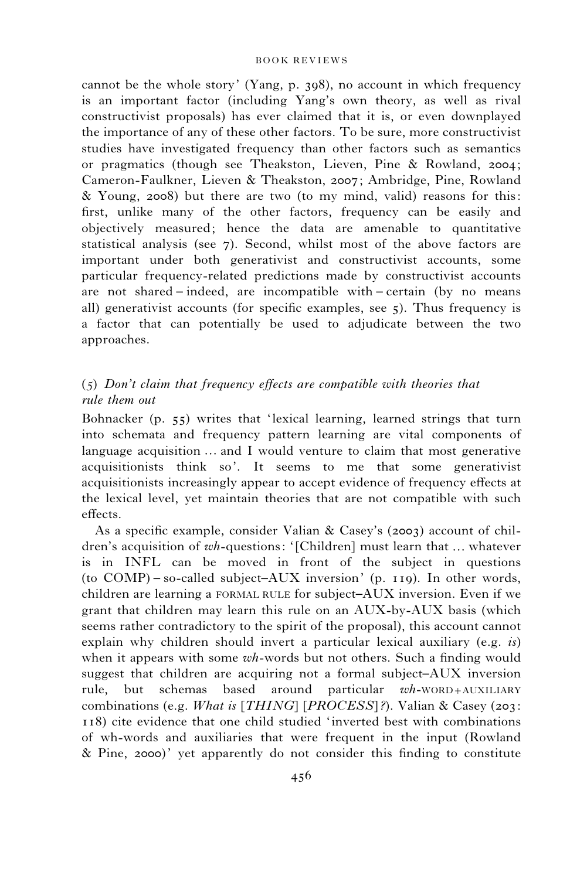cannot be the whole story' (Yang, p. 398), no account in which frequency is an important factor (including Yang's own theory, as well as rival constructivist proposals) has ever claimed that it is, or even downplayed the importance of any of these other factors. To be sure, more constructivist studies have investigated frequency than other factors such as semantics or pragmatics (though see Theakston, Lieven, Pine & Rowland, 2004; Cameron-Faulkner, Lieven & Theakston, 2007; Ambridge, Pine, Rowland & Young, 2008) but there are two (to my mind, valid) reasons for this: first, unlike many of the other factors, frequency can be easily and objectively measured; hence the data are amenable to quantitative statistical analysis (see 7). Second, whilst most of the above factors are important under both generativist and constructivist accounts, some particular frequency-related predictions made by constructivist accounts are not shared – indeed, are incompatible with – certain (by no means all) generativist accounts (for specific examples, see 5). Thus frequency is a factor that can potentially be used to adjudicate between the two approaches.

### (5) *Don't claim that frequency effects are compatible with theories that rule them out*

Bohnacker (p. 55) writes that 'lexical learning, learned strings that turn into schemata and frequency pattern learning are vital components of language acquisition … and I would venture to claim that most generative acquisitionists think so'. It seems to me that some generativist acquisitionists increasingly appear to accept evidence of frequency effects at the lexical level, yet maintain theories that are not compatible with such effects.

As a specific example, consider Valian & Casey's (2003) account of children's acquisition of *wh*-questions: '[Children] must learn that … whatever is in INFL can be moved in front of the subject in questions (to COMP) – so-called subject–AUX inversion' (p. 119). In other words, children are learning a FORMAL RULE for subject–AUX inversion. Even if we grant that children may learn this rule on an AUX-by-AUX basis (which seems rather contradictory to the spirit of the proposal), this account cannot explain why children should invert a particular lexical auxiliary (e.g. *is*) when it appears with some *wh*-words but not others. Such a finding would suggest that children are acquiring not a formal subject–AUX inversion rule, but schemas based around particular *wh*-WORD+AUXILIARY combinations (e.g. *What is* [*THING*] [*PROCESS*]*?*). Valian & Casey (203: 118) cite evidence that one child studied 'inverted best with combinations of wh-words and auxiliaries that were frequent in the input (Rowland & Pine, 2000)' yet apparently do not consider this finding to constitute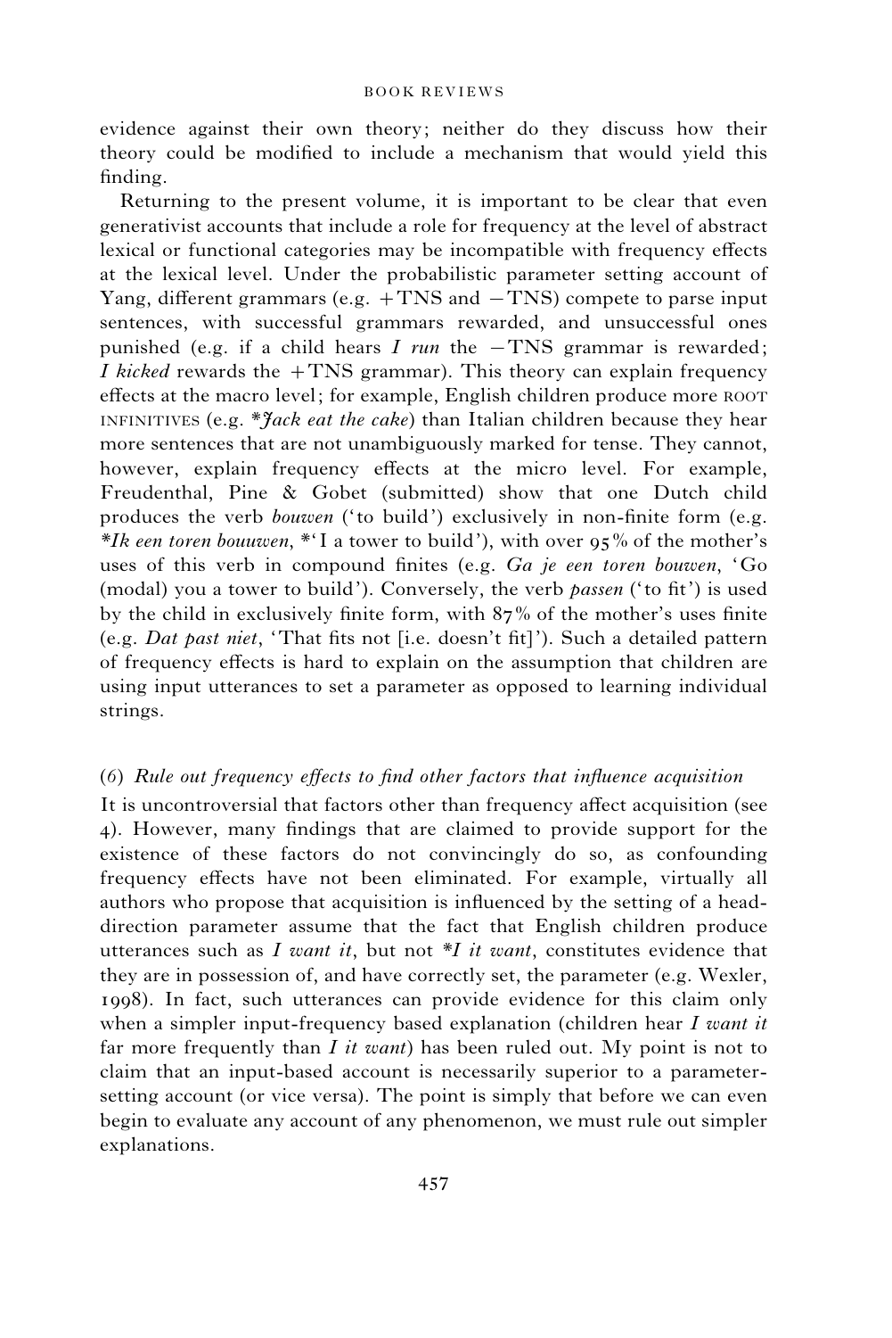evidence against their own theory; neither do they discuss how their theory could be modified to include a mechanism that would yield this finding.

Returning to the present volume, it is important to be clear that even generativist accounts that include a role for frequency at the level of abstract lexical or functional categories may be incompatible with frequency effects at the lexical level. Under the probabilistic parameter setting account of Yang, different grammars (e.g. +TNS and −TNS) compete to parse input sentences, with successful grammars rewarded, and unsuccessful ones punished (e.g. if a child hears *I run* the −TNS grammar is rewarded; *I kicked* rewards the +TNS grammar). This theory can explain frequency effects at the macro level; for example, English children produce more ROOT INFINITIVES (e.g. **Jack eat the cake*) than Italian children because they hear more sentences that are not unambiguously marked for tense. They cannot, however, explain frequency effects at the micro level. For example, Freudenthal, Pine & Gobet (submitted) show that one Dutch child produces the verb *bouwen* ('to build') exclusively in non-finite form (e.g. **Ik een toren bouwen*, *'I a tower to build'), with over 95% of the mother's uses of this verb in compound finites (e.g. *Ga je een toren bouwen*, 'Go (modal) you a tower to build'). Conversely, the verb *passen* ('to fit') is used by the child in exclusively finite form, with 87% of the mother's uses finite (e.g. *Dat past niet*, 'That fits not [i.e. doesn't fit]'). Such a detailed pattern of frequency effects is hard to explain on the assumption that children are using input utterances to set a parameter as opposed to learning individual strings.

### (6) *Rule out frequency effects to find other factors that influence acquisition*

It is uncontroversial that factors other than frequency affect acquisition (see 4). However, many findings that are claimed to provide support for the existence of these factors do not convincingly do so, as confounding frequency effects have not been eliminated. For example, virtually all authors who propose that acquisition is influenced by the setting of a head-direction parameter assume that the fact that English children produce utterances such as *I want it*, but not **I it want*, constitutes evidence that they are in possession of, and have correctly set, the parameter (e.g. Wexler, 1998). In fact, such utterances can provide evidence for this claim only when a simpler input-frequency based explanation (children hear *I want it* far more frequently than *I it want*) has been ruled out. My point is not to claim that an input-based account is necessarily superior to a parameter-setting account (or vice versa). The point is simply that before we can even begin to evaluate any account of any phenomenon, we must rule out simpler explanations.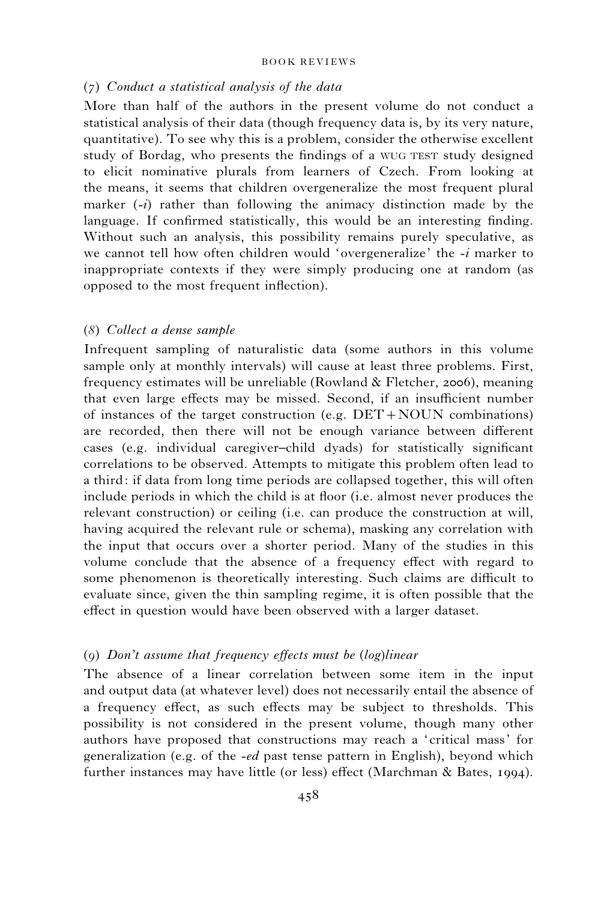### (7) *Conduct a statistical analysis of the data*

More than half of the authors in the present volume do not conduct a statistical analysis of their data (though frequency data is, by its very nature, quantitative). To see why this is a problem, consider the otherwise excellent study of Bordag, who presents the findings of a WUG TEST study designed to elicit nominative plurals from learners of Czech. From looking at the means, it seems that children overgeneralize the most frequent plural marker (*-i*) rather than following the animacy distinction made by the language. If confirmed statistically, this would be an interesting finding. Without such an analysis, this possibility remains purely speculative, as we cannot tell how often children would 'overgeneralize' the *-i* marker to inappropriate contexts if they were simply producing one at random (as opposed to the most frequent inflection).

### (8) *Collect a dense sample*

Infrequent sampling of naturalistic data (some authors in this volume sample only at monthly intervals) will cause at least three problems. First, frequency estimates will be unreliable (Rowland & Fletcher, 2006), meaning that even large effects may be missed. Second, if an insufficient number of instances of the target construction (e.g. DET + NOUN combinations) are recorded, then there will not be enough variance between different cases (e.g. individual caregiver–child dyads) for statistically significant correlations to be observed. Attempts to mitigate this problem often lead to a third: if data from long time periods are collapsed together, this will often include periods in which the child is at floor (i.e. almost never produces the relevant construction) or ceiling (i.e. can produce the construction at will, having acquired the relevant rule or schema), masking any correlation with the input that occurs over a shorter period. Many of the studies in this volume conclude that the absence of a frequency effect with regard to some phenomenon is theoretically interesting. Such claims are difficult to evaluate since, given the thin sampling regime, it is often possible that the effect in question would have been observed with a larger dataset.

### (9) *Don't assume that frequency effects must be (log)linear*

The absence of a linear correlation between some item in the input and output data (at whatever level) does not necessarily entail the absence of a frequency effect, as such effects may be subject to thresholds. This possibility is not considered in the present volume, though many other authors have proposed that constructions may reach a 'critical mass' for generalization (e.g. of the *-ed* past tense pattern in English), beyond which further instances may have little (or less) effect (Marchman & Bates, 1994).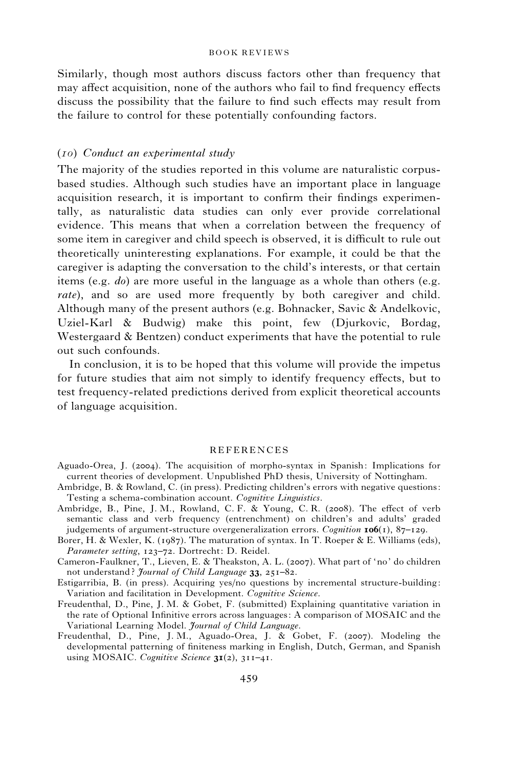Similarly, though most authors discuss factors other than frequency that may affect acquisition, none of the authors who fail to find frequency effects discuss the possibility that the failure to find such effects may result from the failure to control for these potentially confounding factors.

### (*10*) *Conduct an experimental study*

The majority of the studies reported in this volume are naturalistic corpus-based studies. Although such studies have an important place in language acquisition research, it is important to confirm their findings experimentally, as naturalistic data studies can only ever provide correlational evidence. This means that when a correlation between the frequency of some item in caregiver and child speech is observed, it is difficult to rule out theoretically uninteresting explanations. For example, it could be that the caregiver is adapting the conversation to the child's interests, or that certain items (e.g. *do*) are more useful in the language as a whole than others (e.g. *rate*), and so are used more frequently by both caregiver and child. Although many of the present authors (e.g. Bohnacker, Savic & Andelkovic, Uziel-Karl & Budwig) make this point, few (Djurkovic, Bordag, Westergaard & Bentzen) conduct experiments that have the potential to rule out such confounds.

In conclusion, it is to be hoped that this volume will provide the impetus for future studies that aim not simply to identify frequency effects, but to test frequency-related predictions derived from explicit theoretical accounts of language acquisition.

## REFERENCES

Aguado-Orea, J. (2004). The acquisition of morpho-syntax in Spanish: Implications for current theories of development. Unpublished PhD thesis, University of Nottingham.

Ambridge, B. & Rowland, C. (in press). Predicting children's errors with negative questions: Testing a schema-combination account. *Cognitive Linguistics*.

Ambridge, B., Pine, J. M., Rowland, C. F. & Young, C. R. (2008). The effect of verb semantic class and verb frequency (entrenchment) on children's and adults' graded judgements of argument-structure overgeneralization errors. *Cognition* **106**(1), 87–129.

Borer, H. & Wexler, K. (1987). The maturation of syntax. In T. Roeper & E. Williams (eds), *Parameter setting*, 123–72. Dortrecht: D. Reidel.

Cameron-Faulkner, T., Lieven, E. & Theakston, A. L. (2007). What part of 'no' do children not understand? *Journal of Child Language* **33**, 251–82.

Estigarribia, B. (in press). Acquiring yes/no questions by incremental structure-building: Variation and facilitation in Development. *Cognitive Science*.

Freudenthal, D., Pine, J. M. & Gobet, F. (submitted) Explaining quantitative variation in the rate of Optional Infinitive errors across languages: A comparison of MOSAIC and the Variational Learning Model. *Journal of Child Language*.

Freudenthal, D., Pine, J. M., Aguado-Orea, J. & Gobet, F. (2007). Modeling the developmental patterning of finiteness marking in English, Dutch, German, and Spanish using MOSAIC. *Cognitive Science* **31**(2), 311–41.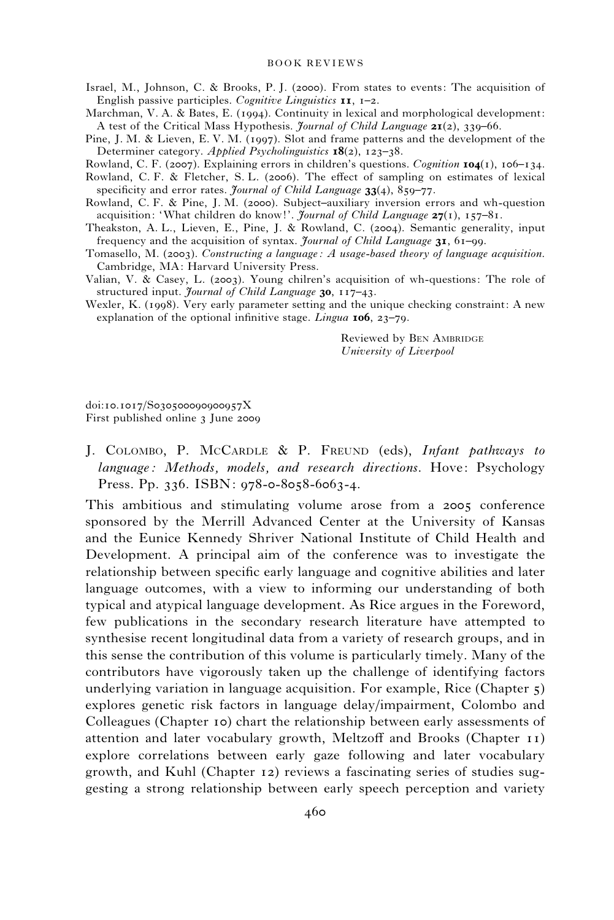Israel, M., Johnson, C. & Brooks, P. J. (2000). From states to events: The acquisition of English passive participles. *Cognitive Linguistics* **11**, 1–2.

Marchman, V. A. & Bates, E. (1994). Continuity in lexical and morphological development: A test of the Critical Mass Hypothesis. *Journal of Child Language* **21**(2), 339–66.

Pine, J. M. & Lieven, E. V. M. (1997). Slot and frame patterns and the development of the Determiner category. *Applied Psycholinguistics* **18**(2), 123–38.

Rowland, C. F. (2007). Explaining errors in children's questions. *Cognition* **104**(1), 106–134.

Rowland, C. F. & Fletcher, S. L. (2006). The effect of sampling on estimates of lexical specificity and error rates. *Journal of Child Language* **33**(4), 859–77.

Rowland, C. F. & Pine, J. M. (2000). Subject–auxiliary inversion errors and wh-question acquisition: 'What children do know!'. *Journal of Child Language* **27**(1), 157–81.

Theakston, A. L., Lieven, E., Pine, J. & Rowland, C. (2004). Semantic generality, input frequency and the acquisition of syntax. *Journal of Child Language* **31**, 61–99.

Tomasello, M. (2003). *Constructing a language: A usage-based theory of language acquisition*. Cambridge, MA: Harvard University Press.

Valian, V. & Casey, L. (2003). Young chilren's acquisition of wh-questions: The role of structured input. *Journal of Child Language* **30**, 117–43.

Wexler, K. (1998). Very early parameter setting and the unique checking constraint: A new explanation of the optional infinitive stage. *Lingua* **106**, 23–79.

Reviewed by Ben Ambridge
*University of Liverpool*

doi:10.1017/S030500090900957X
First published online 3 June 2009

J. Colombo, P. McCardle & P. Freund (eds), *Infant pathways to language: Methods, models, and research directions*. Hove: Psychology Press. Pp. 336. ISBN: 978-0-8058-6063-4.

This ambitious and stimulating volume arose from a 2005 conference sponsored by the Merrill Advanced Center at the University of Kansas and the Eunice Kennedy Shriver National Institute of Child Health and Development. A principal aim of the conference was to investigate the relationship between specific early language and cognitive abilities and later language outcomes, with a view to informing our understanding of both typical and atypical language development. As Rice argues in the Foreword, few publications in the secondary research literature have attempted to synthesise recent longitudinal data from a variety of research groups, and in this sense the contribution of this volume is particularly timely. Many of the contributors have vigorously taken up the challenge of identifying factors underlying variation in language acquisition. For example, Rice (Chapter 5) explores genetic risk factors in language delay/impairment, Colombo and Colleagues (Chapter 10) chart the relationship between early assessments of attention and later vocabulary growth, Meltzoff and Brooks (Chapter 11) explore correlations between early gaze following and later vocabulary growth, and Kuhl (Chapter 12) reviews a fascinating series of studies suggesting a strong relationship between early speech perception and variety